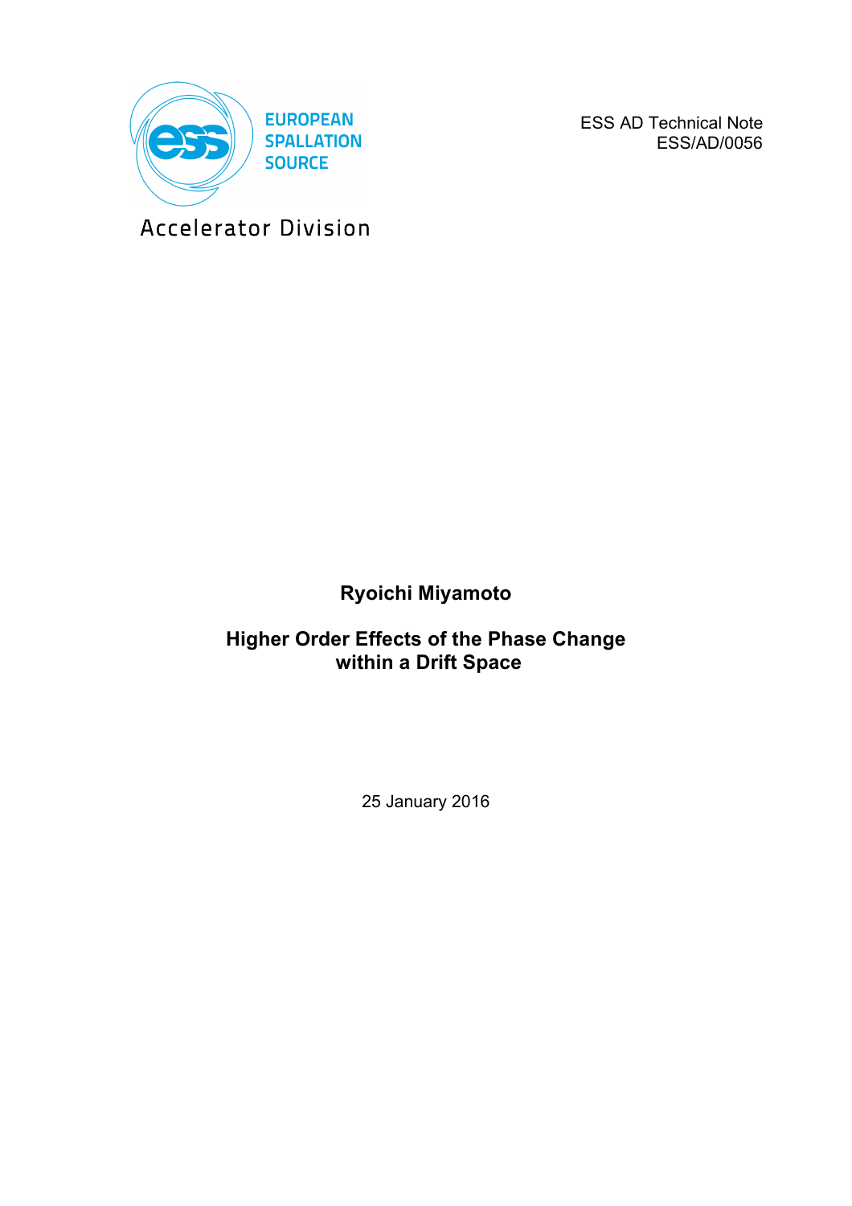EUROPEAN SPALLATION SOURCE

Accelerator Division

ESS AD Technical Note
ESS/AD/0056

**Ryoichi Miyamoto**

# Higher Order Effects of the Phase Change within a Drift Space

25 January 2016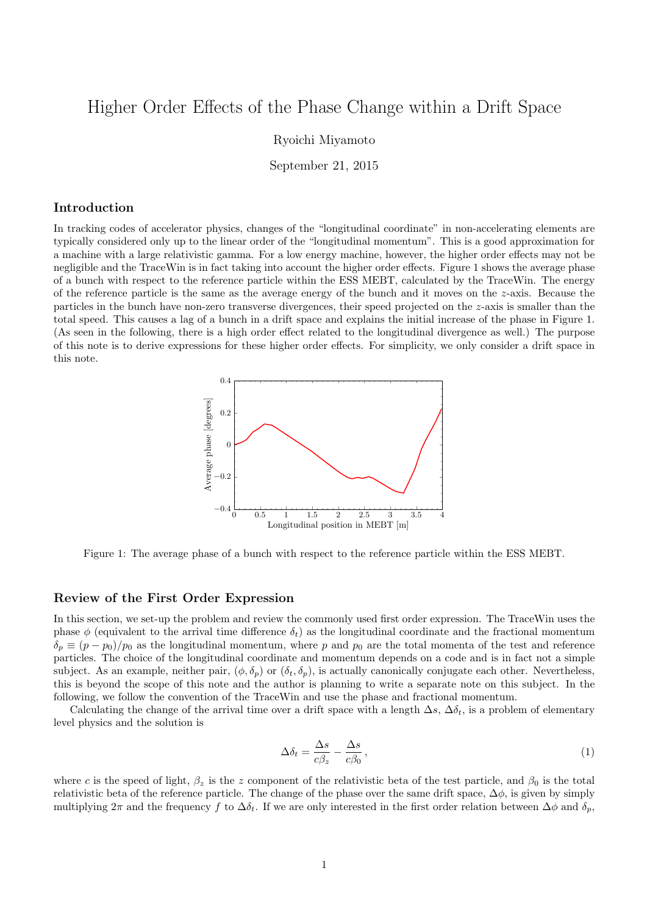# Higher Order Effects of the Phase Change within a Drift Space

Ryoichi Miyamoto

September 21, 2015

## Introduction

In tracking codes of accelerator physics, changes of the "longitudinal coordinate" in non-accelerating elements are typically considered only up to the linear order of the "longitudinal momentum". This is a good approximation for a machine with a large relativistic gamma. For a low energy machine, however, the higher order effects may not be negligible and the TraceWin is in fact taking into account the higher order effects. Figure 1 shows the average phase of a bunch with respect to the reference particle within the ESS MEBT, calculated by the TraceWin. The energy of the reference particle is the same as the average energy of the bunch and it moves on the $z$-axis. Because the particles in the bunch have non-zero transverse divergences, their speed projected on the $z$-axis is smaller than the total speed. This causes a lag of a bunch in a drift space and explains the initial increase of the phase in Figure 1. (As seen in the following, there is a high order effect related to the longitudinal divergence as well.) The purpose of this note is to derive expressions for these higher order effects. For simplicity, we only consider a drift space in this note.

Figure 1: The average phase of a bunch with respect to the reference particle within the ESS MEBT.

## Review of the First Order Expression

In this section, we set-up the problem and review the commonly used first order expression. The TraceWin uses the phase $\phi$ (equivalent to the arrival time difference $\delta_t$) as the longitudinal coordinate and the fractional momentum $\delta_p \equiv (p - p_0)/p_0$ as the longitudinal momentum, where $p$ and $p_0$ are the total momenta of the test and reference particles. The choice of the longitudinal coordinate and momentum depends on a code and is in fact not a simple subject. As an example, neither pair, $(\phi, \delta_p)$ or $(\delta_t, \delta_p)$, is actually canonically conjugate each other. Nevertheless, this is beyond the scope of this note and the author is planning to write a separate note on this subject. In the following, we follow the convention of the TraceWin and use the phase and fractional momentum.

Calculating the change of the arrival time over a drift space with a length $\Delta s$, $\Delta\delta_t$, is a problem of elementary level physics and the solution is

$$\Delta\delta_t = \frac{\Delta s}{c\beta_z} - \frac{\Delta s}{c\beta_0}\,, \tag{1}$$

where $c$ is the speed of light, $\beta_z$ is the $z$ component of the relativistic beta of the test particle, and $\beta_0$ is the total relativistic beta of the reference particle. The change of the phase over the same drift space, $\Delta\phi$, is given by simply multiplying $2\pi$ and the frequency $f$ to $\Delta\delta_t$. If we are only interested in the first order relation between $\Delta\phi$ and $\delta_p$,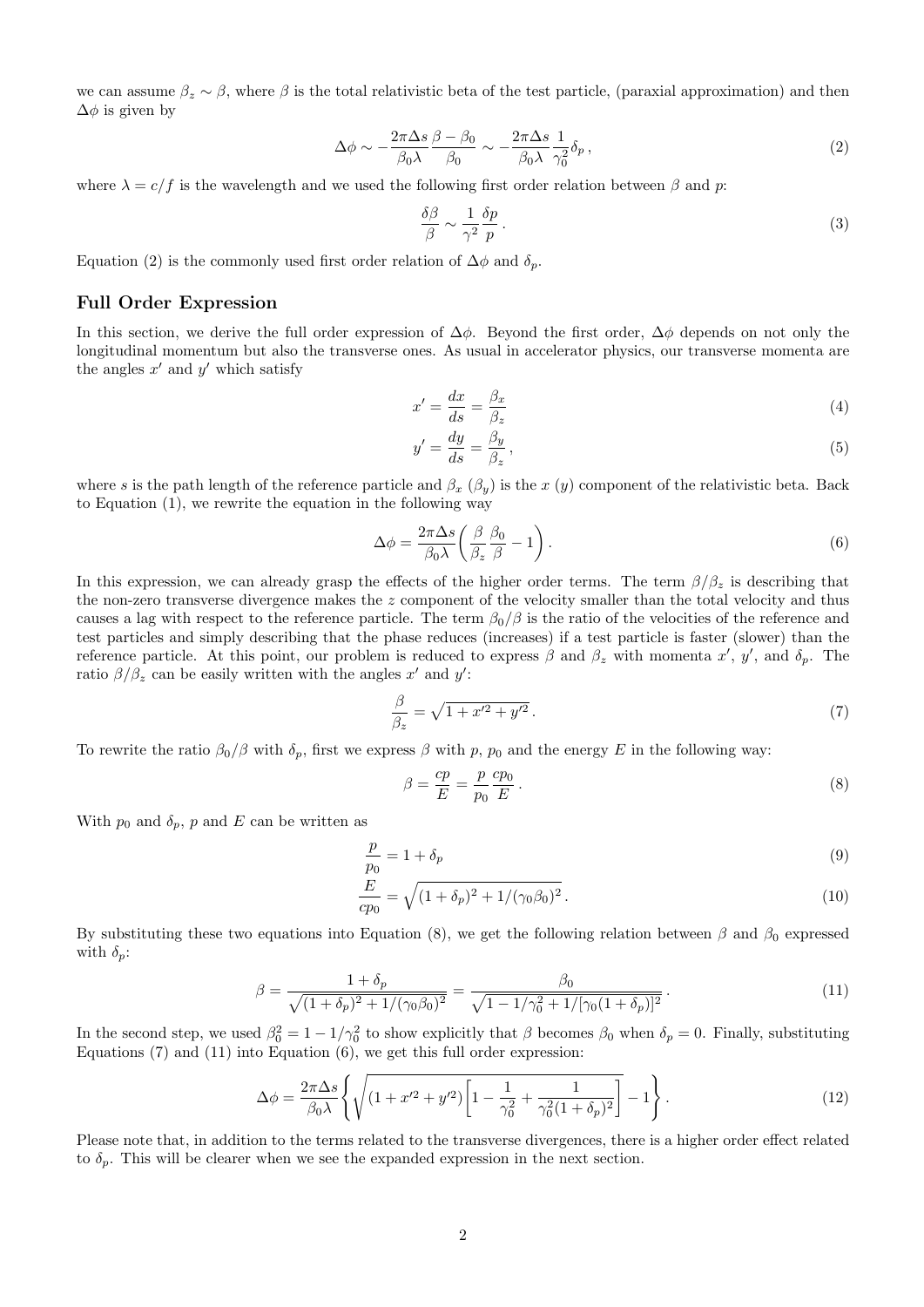we can assume $\beta_z \sim \beta$, where $\beta$ is the total relativistic beta of the test particle, (paraxial approximation) and then $\Delta\phi$ is given by

$$\Delta\phi \sim -\frac{2\pi\Delta s}{\beta_0 \lambda}\frac{\beta - \beta_0}{\beta_0} \sim -\frac{2\pi\Delta s}{\beta_0 \lambda}\frac{1}{\gamma_0^2}\delta_p \,, \tag{2}$$

where $\lambda = c/f$ is the wavelength and we used the following first order relation between $\beta$ and $p$:

$$\frac{\delta\beta}{\beta} \sim \frac{1}{\gamma^2}\frac{\delta p}{p} \,. \tag{3}$$

Equation (2) is the commonly used first order relation of $\Delta\phi$ and $\delta_p$.

## Full Order Expression

In this section, we derive the full order expression of $\Delta\phi$. Beyond the first order, $\Delta\phi$ depends on not only the longitudinal momentum but also the transverse ones. As usual in accelerator physics, our transverse momenta are the angles $x'$ and $y'$ which satisfy

$$x' = \frac{dx}{ds} = \frac{\beta_x}{\beta_z} \tag{4}$$

$$y' = \frac{dy}{ds} = \frac{\beta_y}{\beta_z} \,, \tag{5}$$

where $s$ is the path length of the reference particle and $\beta_x$ ($\beta_y$) is the $x$ ($y$) component of the relativistic beta. Back to Equation (1), we rewrite the equation in the following way

$$\Delta\phi = \frac{2\pi\Delta s}{\beta_0 \lambda}\left(\frac{\beta}{\beta_z}\frac{\beta_0}{\beta} - 1\right) . \tag{6}$$

In this expression, we can already grasp the effects of the higher order terms. The term $\beta/\beta_z$ is describing that the non-zero transverse divergence makes the $z$ component of the velocity smaller than the total velocity and thus causes a lag with respect to the reference particle. The term $\beta_0/\beta$ is the ratio of the velocities of the reference and test particles and simply describing that the phase reduces (increases) if a test particle is faster (slower) than the reference particle. At this point, our problem is reduced to express $\beta$ and $\beta_z$ with momenta $x'$, $y'$, and $\delta_p$. The ratio $\beta/\beta_z$ can be easily written with the angles $x'$ and $y'$:

$$\frac{\beta}{\beta_z} = \sqrt{1 + x'^2 + y'^2} \,. \tag{7}$$

To rewrite the ratio $\beta_0/\beta$ with $\delta_p$, first we express $\beta$ with $p$, $p_0$ and the energy $E$ in the following way:

$$\beta = \frac{cp}{E} = \frac{p}{p_0}\frac{cp_0}{E} \,. \tag{8}$$

With $p_0$ and $\delta_p$, $p$ and $E$ can be written as

$$\frac{p}{p_0} = 1 + \delta_p \tag{9}$$

$$\frac{E}{cp_0} = \sqrt{(1+\delta_p)^2 + 1/(\gamma_0\beta_0)^2} \,. \tag{10}$$

By substituting these two equations into Equation (8), we get the following relation between $\beta$ and $\beta_0$ expressed with $\delta_p$:

$$\beta = \frac{1+\delta_p}{\sqrt{(1+\delta_p)^2 + 1/(\gamma_0\beta_0)^2}} = \frac{\beta_0}{\sqrt{1 - 1/\gamma_0^2 + 1/[\gamma_0(1+\delta_p)]^2}} \,. \tag{11}$$

In the second step, we used $\beta_0^2 = 1 - 1/\gamma_0^2$ to show explicitly that $\beta$ becomes $\beta_0$ when $\delta_p = 0$. Finally, substituting Equations (7) and (11) into Equation (6), we get this full order expression:

$$\Delta\phi = \frac{2\pi\Delta s}{\beta_0 \lambda}\left\{\sqrt{(1 + x'^2 + y'^2)\left[1 - \frac{1}{\gamma_0^2} + \frac{1}{\gamma_0^2(1+\delta_p)^2}\right]} - 1\right\} . \tag{12}$$

Please note that, in addition to the terms related to the transverse divergences, there is a higher order effect related to $\delta_p$. This will be clearer when we see the expanded expression in the next section.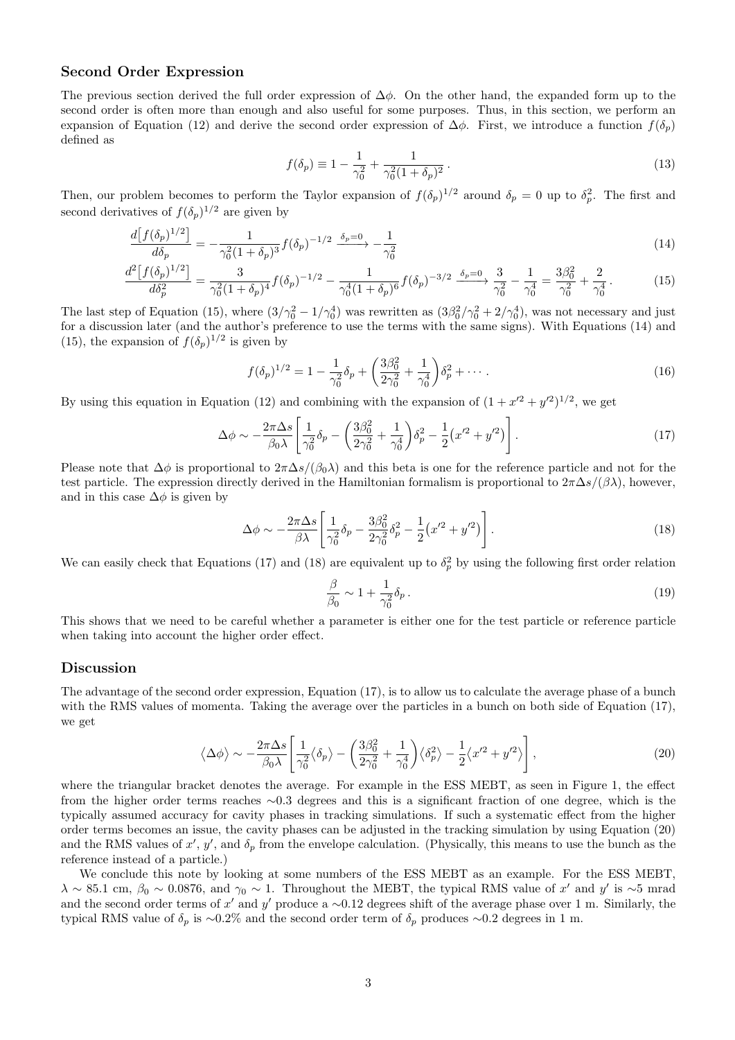## Second Order Expression

The previous section derived the full order expression of $\Delta\phi$. On the other hand, the expanded form up to the second order is often more than enough and also useful for some purposes. Thus, in this section, we perform an expansion of Equation (12) and derive the second order expression of $\Delta\phi$. First, we introduce a function $f(\delta_p)$ defined as

$$f(\delta_p) \equiv 1 - \frac{1}{\gamma_0^2} + \frac{1}{\gamma_0^2(1+\delta_p)^2}\,. \tag{13}$$

Then, our problem becomes to perform the Taylor expansion of $f(\delta_p)^{1/2}$ around $\delta_p = 0$ up to $\delta_p^2$. The first and second derivatives of $f(\delta_p)^{1/2}$ are given by

$$\frac{d\big[f(\delta_p)^{1/2}\big]}{d\delta_p} = -\frac{1}{\gamma_0^2(1+\delta_p)^3} f(\delta_p)^{-1/2} \xrightarrow{\delta_p=0} -\frac{1}{\gamma_0^2} \tag{14}$$

$$\frac{d^2\big[f(\delta_p)^{1/2}\big]}{d\delta_p^2} = \frac{3}{\gamma_0^2(1+\delta_p)^4} f(\delta_p)^{-1/2} - \frac{1}{\gamma_0^4(1+\delta_p)^6} f(\delta_p)^{-3/2} \xrightarrow{\delta_p=0} \frac{3}{\gamma_0^2} - \frac{1}{\gamma_0^4} = \frac{3\beta_0^2}{\gamma_0^2} + \frac{2}{\gamma_0^4}\,. \tag{15}$$

The last step of Equation (15), where $(3/\gamma_0^2 - 1/\gamma_0^4)$ was rewritten as $(3\beta_0^2/\gamma_0^2 + 2/\gamma_0^4)$, was not necessary and just for a discussion later (and the author's preference to use the terms with the same signs). With Equations (14) and (15), the expansion of $f(\delta_p)^{1/2}$ is given by

$$f(\delta_p)^{1/2} = 1 - \frac{1}{\gamma_0^2}\delta_p + \left(\frac{3\beta_0^2}{2\gamma_0^2} + \frac{1}{\gamma_0^4}\right)\delta_p^2 + \cdots\,. \tag{16}$$

By using this equation in Equation (12) and combining with the expansion of $(1 + x'^2 + y'^2)^{1/2}$, we get

$$\Delta\phi \sim -\frac{2\pi\Delta s}{\beta_0\lambda}\left[\frac{1}{\gamma_0^2}\delta_p - \left(\frac{3\beta_0^2}{2\gamma_0^2} + \frac{1}{\gamma_0^4}\right)\delta_p^2 - \frac{1}{2}\big(x'^2 + y'^2\big)\right]. \tag{17}$$

Please note that $\Delta\phi$ is proportional to $2\pi\Delta s/(\beta_0\lambda)$ and this beta is one for the reference particle and not for the test particle. The expression directly derived in the Hamiltonian formalism is proportional to $2\pi\Delta s/(\beta\lambda)$, however, and in this case $\Delta\phi$ is given by

$$\Delta\phi \sim -\frac{2\pi\Delta s}{\beta\lambda}\left[\frac{1}{\gamma_0^2}\delta_p - \frac{3\beta_0^2}{2\gamma_0^2}\delta_p^2 - \frac{1}{2}\big(x'^2 + y'^2\big)\right]. \tag{18}$$

We can easily check that Equations (17) and (18) are equivalent up to $\delta_p^2$ by using the following first order relation

$$\frac{\beta}{\beta_0} \sim 1 + \frac{1}{\gamma_0^2}\delta_p\,. \tag{19}$$

This shows that we need to be careful whether a parameter is either one for the test particle or reference particle when taking into account the higher order effect.

## Discussion

The advantage of the second order expression, Equation (17), is to allow us to calculate the average phase of a bunch with the RMS values of momenta. Taking the average over the particles in a bunch on both side of Equation (17), we get

$$\big\langle\Delta\phi\big\rangle \sim -\frac{2\pi\Delta s}{\beta_0\lambda}\left[\frac{1}{\gamma_0^2}\big\langle\delta_p\big\rangle - \left(\frac{3\beta_0^2}{2\gamma_0^2} + \frac{1}{\gamma_0^4}\right)\big\langle\delta_p^2\big\rangle - \frac{1}{2}\big\langle x'^2 + y'^2\big\rangle\right], \tag{20}$$

where the triangular bracket denotes the average. For example in the ESS MEBT, as seen in Figure 1, the effect from the higher order terms reaches ∼0.3 degrees and this is a significant fraction of one degree, which is the typically assumed accuracy for cavity phases in tracking simulations. If such a systematic effect from the higher order terms becomes an issue, the cavity phases can be adjusted in the tracking simulation by using Equation (20) and the RMS values of $x'$, $y'$, and $\delta_p$ from the envelope calculation. (Physically, this means to use the bunch as the reference instead of a particle.)

We conclude this note by looking at some numbers of the ESS MEBT as an example. For the ESS MEBT, $\lambda \sim 85.1$ cm, $\beta_0 \sim 0.0876$, and $\gamma_0 \sim 1$. Throughout the MEBT, the typical RMS value of $x'$ and $y'$ is ∼5 mrad and the second order terms of $x'$ and $y'$ produce a ∼0.12 degrees shift of the average phase over 1 m. Similarly, the typical RMS value of $\delta_p$ is ∼0.2% and the second order term of $\delta_p$ produces ∼0.2 degrees in 1 m.